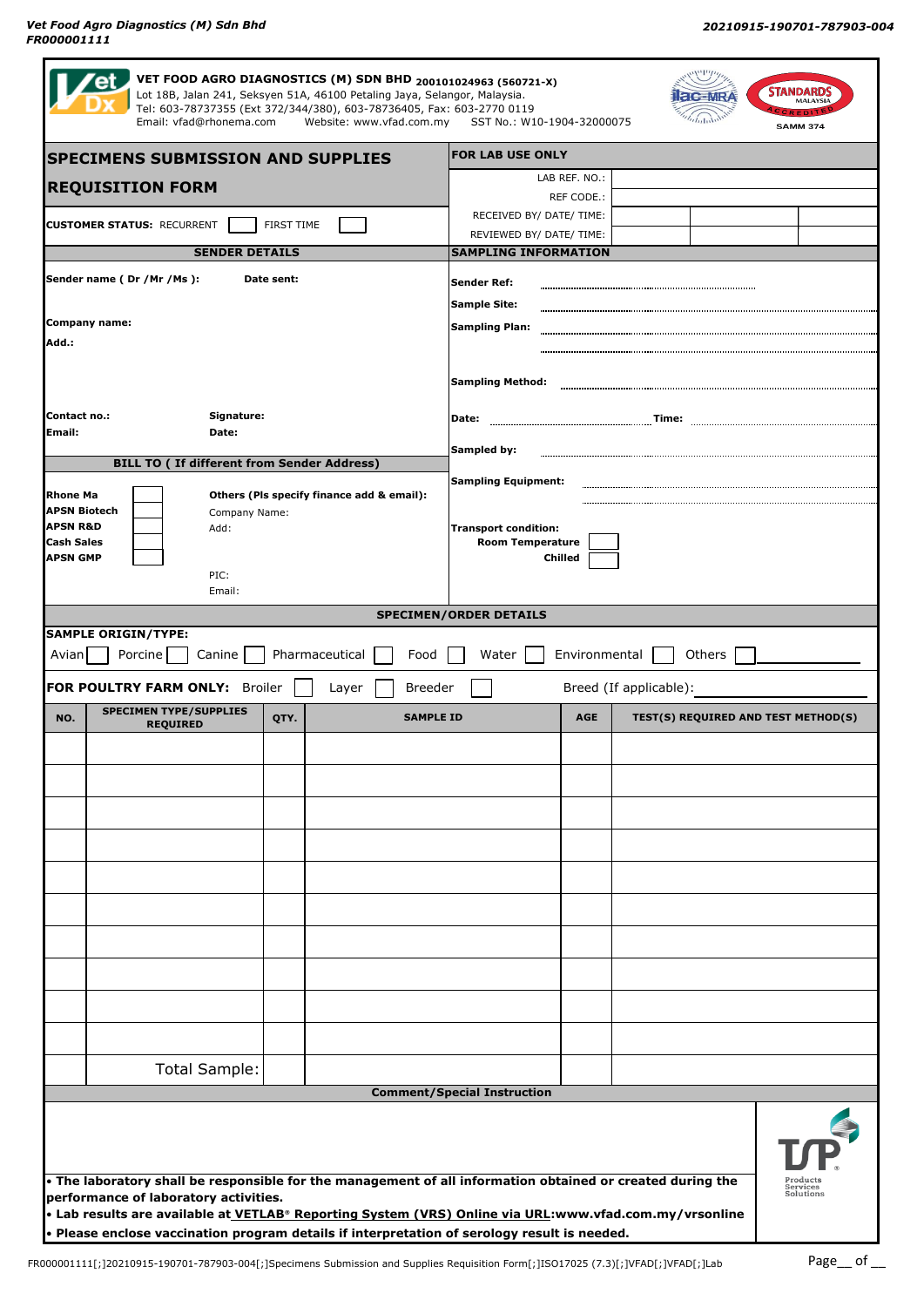Vet Food Agro Diagnostics (M) Sdn Bhd
FR000001111

20210915-190701-787903-004

**VET FOOD AGRO DIAGNOSTICS (M) SDN BHD** 200101024963 (560721-X)
Lot 18B, Jalan 241, Seksyen 51A, 46100 Petaling Jaya, Selangor, Malaysia.
Tel: 603-78737355 (Ext 372/344/380), 603-78736405, Fax: 603-2770 0119
Email: vfad@rhonema.com Website: www.vfad.com.my SST No.: W10-1904-32000075

SAMM 374

# SPECIMENS SUBMISSION AND SUPPLIES REQUISITION FORM

**CUSTOMER STATUS:** RECURRENT ☐ FIRST TIME ☐

| FOR LAB USE ONLY | | |
|---|---|---|
| LAB REF. NO.: | | |
| REF CODE.: | | |
| RECEIVED BY/ DATE/ TIME: | | |
| REVIEWED BY/ DATE/ TIME: | | |

## SENDER DETAILS

**Sender name ( Dr /Mr /Ms ):** **Date sent:**

**Company name:**

**Add.:**

**Contact no.:** **Signature:**

**Email:** **Date:**

## BILL TO ( If different from Sender Address)

**Rhone Ma** ☐
**APSN Biotech** ☐
**APSN R&D** ☐
**Cash Sales** ☐
**APSN GMP** ☐

**Others (Pls specify finance add & email):**
Company Name:
Add:

PIC:
Email:

## SAMPLING INFORMATION

**Sender Ref:**

**Sample Site:**

**Sampling Plan:**

**Sampling Method:**

**Date:** **Time:**

**Sampled by:**

**Sampling Equipment:**

**Transport condition:**
**Room Temperature** ☐
**Chilled** ☐

## SPECIMEN/ORDER DETAILS

**SAMPLE ORIGIN/TYPE:**

Avian ☐ Porcine ☐ Canine ☐ Pharmaceutical ☐ Food ☐ Water ☐ Environmental ☐ Others ☐ ________

**FOR POULTRY FARM ONLY:** Broiler ☐ Layer ☐ Breeder ☐ Breed (If applicable): ________

| NO. | SPECIMEN TYPE/SUPPLIES REQUIRED | QTY. | SAMPLE ID | AGE | TEST(S) REQUIRED AND TEST METHOD(S) |
|---|---|---|---|---|---|
| | | | | | |
| | | | | | |
| | | | | | |
| | | | | | |
| | | | | | |
| | | | | | |
| | | | | | |
| | | | | | |
| | | | | | |
| | | | | | |
| | Total Sample: | | | | |

**Comment/Special Instruction**

- **The laboratory shall be responsible for the management of all information obtained or created during the performance of laboratory activities.**
- **Lab results are available at VETLAB® Reporting System (VRS) Online via URL:www.vfad.com.my/vrsonline**
- **Please enclose vaccination program details if interpretation of serology result is needed.**

FR000001111[;]20210915-190701-787903-004[;]Specimens Submission and Supplies Requisition Form[;]ISO17025 (7.3)[;]VFAD[;]VFAD[;]Lab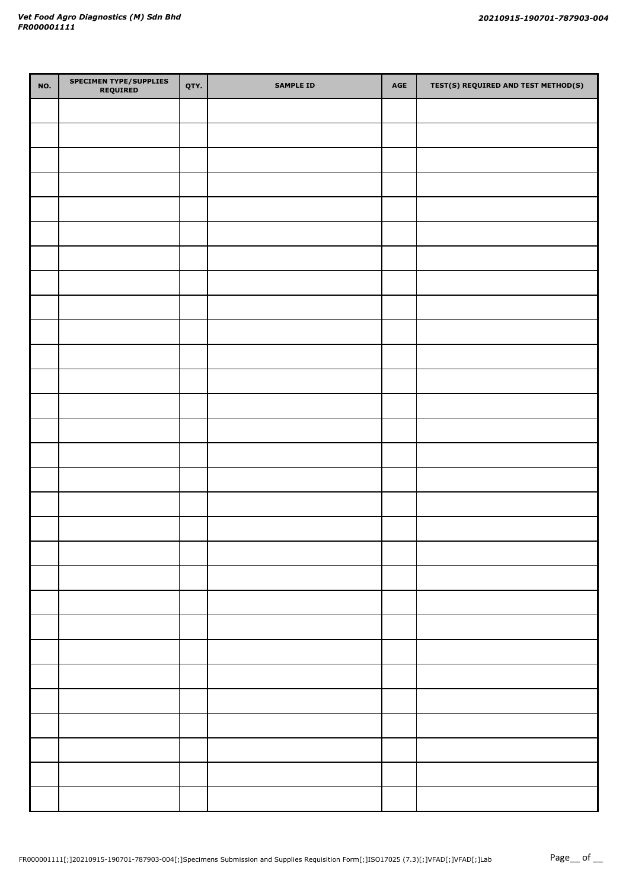| NO. | SPECIMEN TYPE/SUPPLIES REQUIRED | QTY. | SAMPLE ID | AGE | TEST(S) REQUIRED AND TEST METHOD(S) |
|---|---|---|---|---|---|
| | | | | | |
| | | | | | |
| | | | | | |
| | | | | | |
| | | | | | |
| | | | | | |
| | | | | | |
| | | | | | |
| | | | | | |
| | | | | | |
| | | | | | |
| | | | | | |
| | | | | | |
| | | | | | |
| | | | | | |
| | | | | | |
| | | | | | |
| | | | | | |
| | | | | | |
| | | | | | |
| | | | | | |
| | | | | | |
| | | | | | |
| | | | | | |
| | | | | | |
| | | | | | |
| | | | | | |
| | | | | | |
| | | | | | |